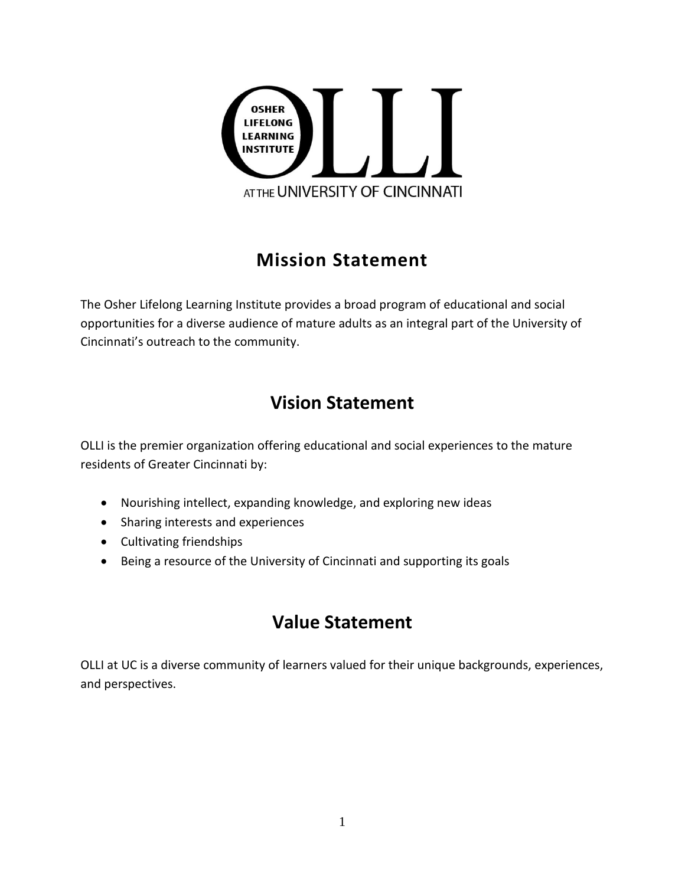OSHER LIFELONG LEARNING INSTITUTE

OLLI

AT THE UNIVERSITY OF CINCINNATI

## Mission Statement

The Osher Lifelong Learning Institute provides a broad program of educational and social opportunities for a diverse audience of mature adults as an integral part of the University of Cincinnati's outreach to the community.

## Vision Statement

OLLI is the premier organization offering educational and social experiences to the mature residents of Greater Cincinnati by:

- Nourishing intellect, expanding knowledge, and exploring new ideas
- Sharing interests and experiences
- Cultivating friendships
- Being a resource of the University of Cincinnati and supporting its goals

## Value Statement

OLLI at UC is a diverse community of learners valued for their unique backgrounds, experiences, and perspectives.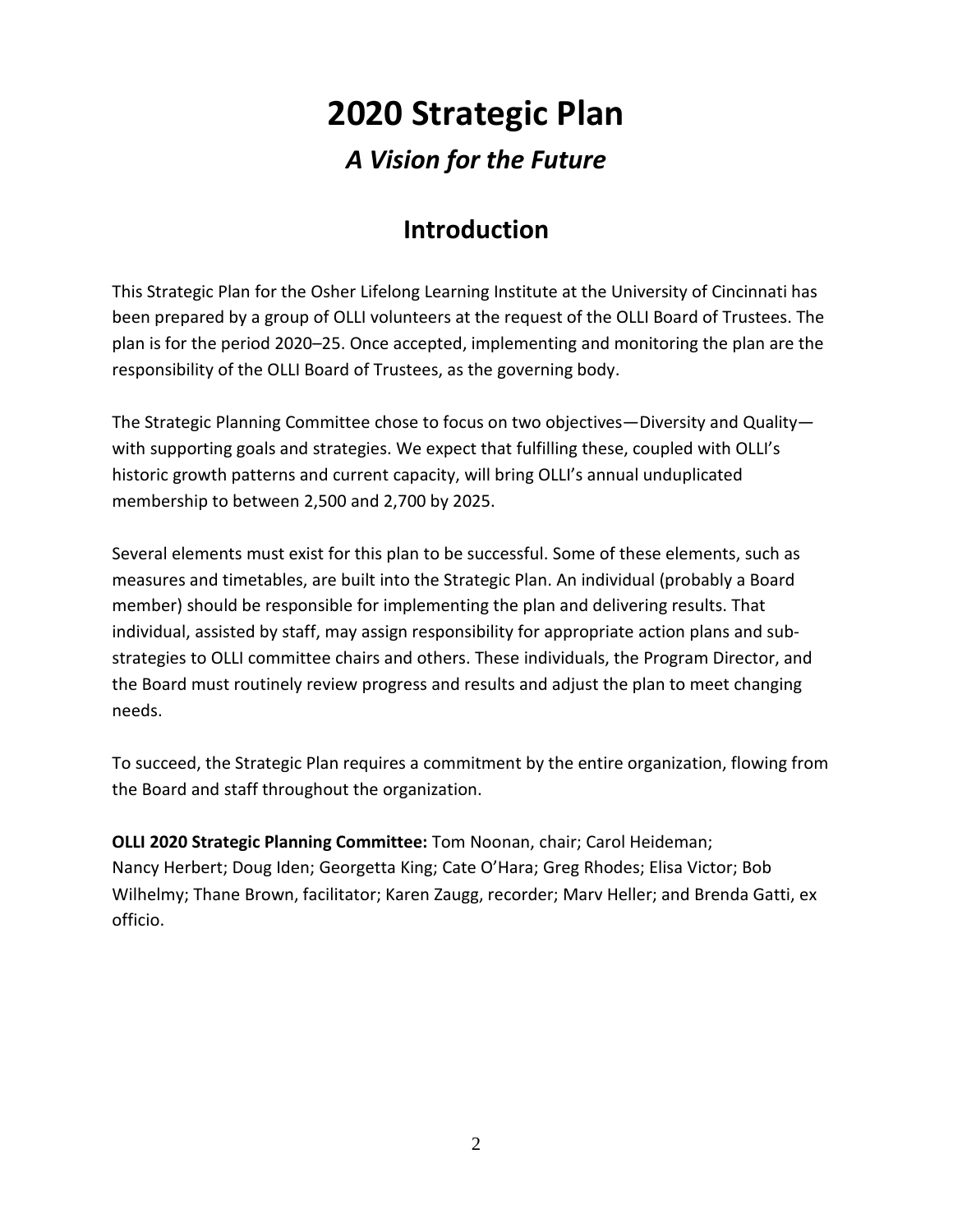# 2020 Strategic Plan

## *A Vision for the Future*

## Introduction

This Strategic Plan for the Osher Lifelong Learning Institute at the University of Cincinnati has been prepared by a group of OLLI volunteers at the request of the OLLI Board of Trustees. The plan is for the period 2020–25. Once accepted, implementing and monitoring the plan are the responsibility of the OLLI Board of Trustees, as the governing body.

The Strategic Planning Committee chose to focus on two objectives—Diversity and Quality—with supporting goals and strategies. We expect that fulfilling these, coupled with OLLI's historic growth patterns and current capacity, will bring OLLI's annual unduplicated membership to between 2,500 and 2,700 by 2025.

Several elements must exist for this plan to be successful. Some of these elements, such as measures and timetables, are built into the Strategic Plan. An individual (probably a Board member) should be responsible for implementing the plan and delivering results. That individual, assisted by staff, may assign responsibility for appropriate action plans and sub-strategies to OLLI committee chairs and others. These individuals, the Program Director, and the Board must routinely review progress and results and adjust the plan to meet changing needs.

To succeed, the Strategic Plan requires a commitment by the entire organization, flowing from the Board and staff throughout the organization.

**OLLI 2020 Strategic Planning Committee:** Tom Noonan, chair; Carol Heideman; Nancy Herbert; Doug Iden; Georgetta King; Cate O'Hara; Greg Rhodes; Elisa Victor; Bob Wilhelmy; Thane Brown, facilitator; Karen Zaugg, recorder; Marv Heller; and Brenda Gatti, ex officio.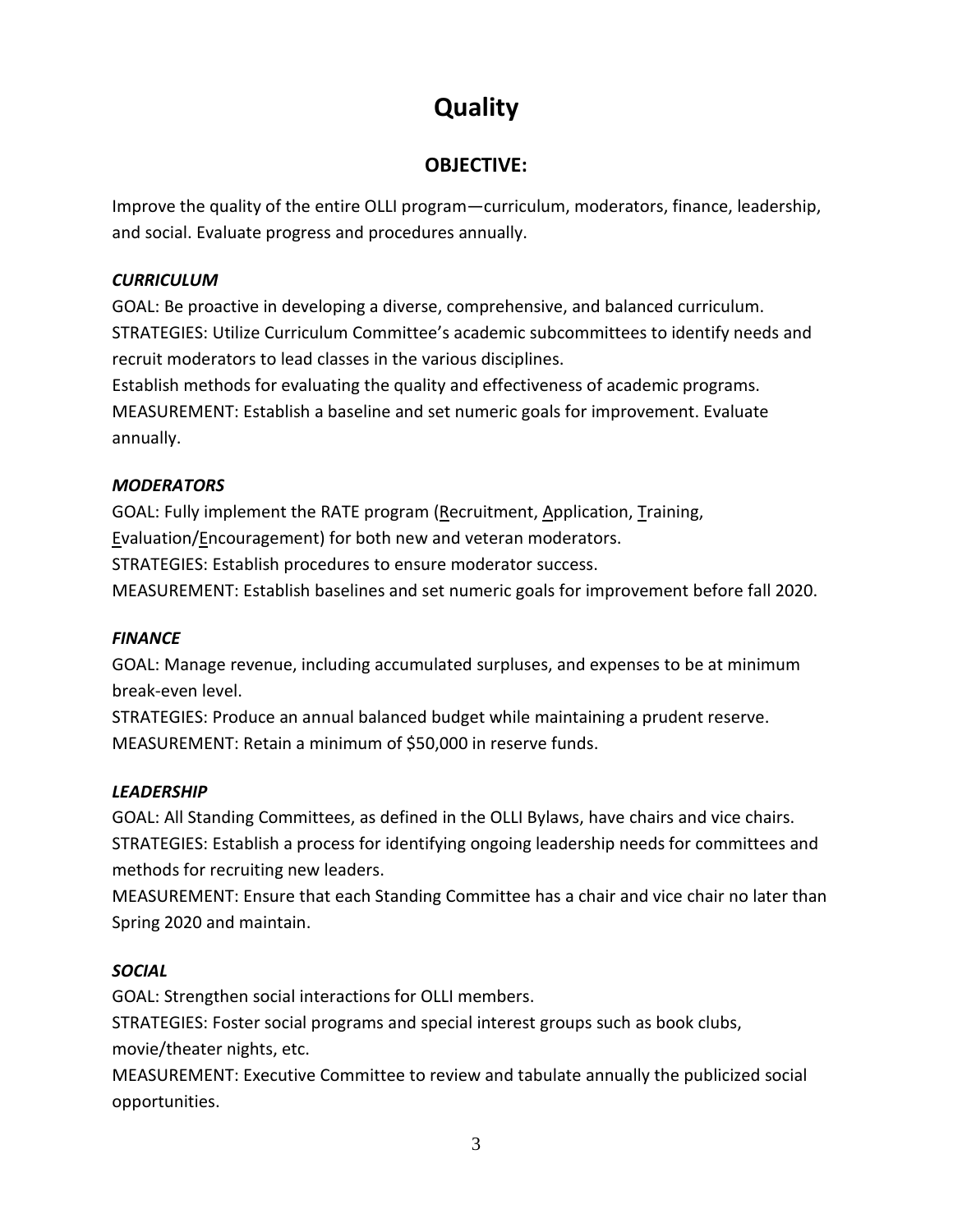# Quality

## OBJECTIVE:

Improve the quality of the entire OLLI program—curriculum, moderators, finance, leadership, and social. Evaluate progress and procedures annually.

***CURRICULUM***

GOAL: Be proactive in developing a diverse, comprehensive, and balanced curriculum.
STRATEGIES: Utilize Curriculum Committee's academic subcommittees to identify needs and recruit moderators to lead classes in the various disciplines.
Establish methods for evaluating the quality and effectiveness of academic programs.
MEASUREMENT: Establish a baseline and set numeric goals for improvement. Evaluate annually.

***MODERATORS***

GOAL: Fully implement the RATE program (<u>R</u>ecruitment, <u>A</u>pplication, <u>T</u>raining, <u>E</u>valuation/<u>E</u>ncouragement) for both new and veteran moderators.
STRATEGIES: Establish procedures to ensure moderator success.
MEASUREMENT: Establish baselines and set numeric goals for improvement before fall 2020.

***FINANCE***

GOAL: Manage revenue, including accumulated surpluses, and expenses to be at minimum break-even level.
STRATEGIES: Produce an annual balanced budget while maintaining a prudent reserve.
MEASUREMENT: Retain a minimum of $50,000 in reserve funds.

***LEADERSHIP***

GOAL: All Standing Committees, as defined in the OLLI Bylaws, have chairs and vice chairs.
STRATEGIES: Establish a process for identifying ongoing leadership needs for committees and methods for recruiting new leaders.
MEASUREMENT: Ensure that each Standing Committee has a chair and vice chair no later than Spring 2020 and maintain.

***SOCIAL***

GOAL: Strengthen social interactions for OLLI members.
STRATEGIES: Foster social programs and special interest groups such as book clubs, movie/theater nights, etc.
MEASUREMENT: Executive Committee to review and tabulate annually the publicized social opportunities.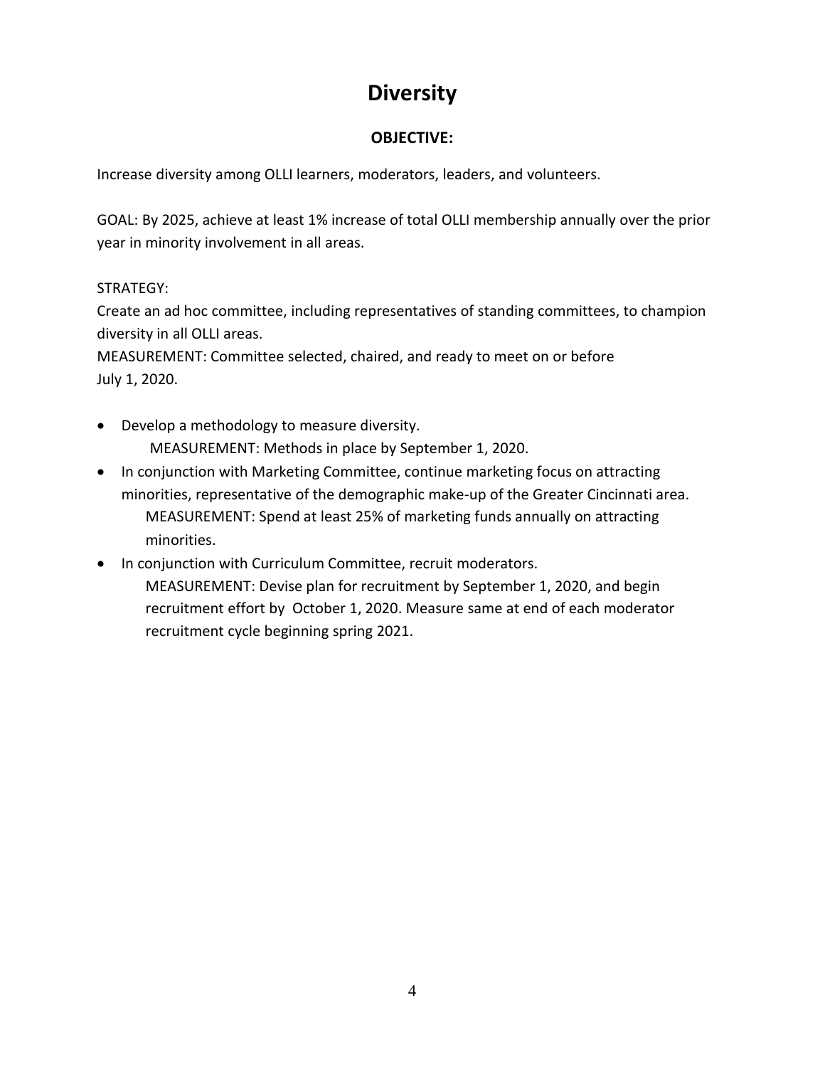# Diversity

## OBJECTIVE:

Increase diversity among OLLI learners, moderators, leaders, and volunteers.

GOAL: By 2025, achieve at least 1% increase of total OLLI membership annually over the prior year in minority involvement in all areas.

STRATEGY:
Create an ad hoc committee, including representatives of standing committees, to champion diversity in all OLLI areas.
MEASUREMENT: Committee selected, chaired, and ready to meet on or before July 1, 2020.

- Develop a methodology to measure diversity.
  MEASUREMENT: Methods in place by September 1, 2020.
- In conjunction with Marketing Committee, continue marketing focus on attracting minorities, representative of the demographic make-up of the Greater Cincinnati area.
  MEASUREMENT: Spend at least 25% of marketing funds annually on attracting minorities.
- In conjunction with Curriculum Committee, recruit moderators.
  MEASUREMENT: Devise plan for recruitment by September 1, 2020, and begin recruitment effort by October 1, 2020. Measure same at end of each moderator recruitment cycle beginning spring 2021.